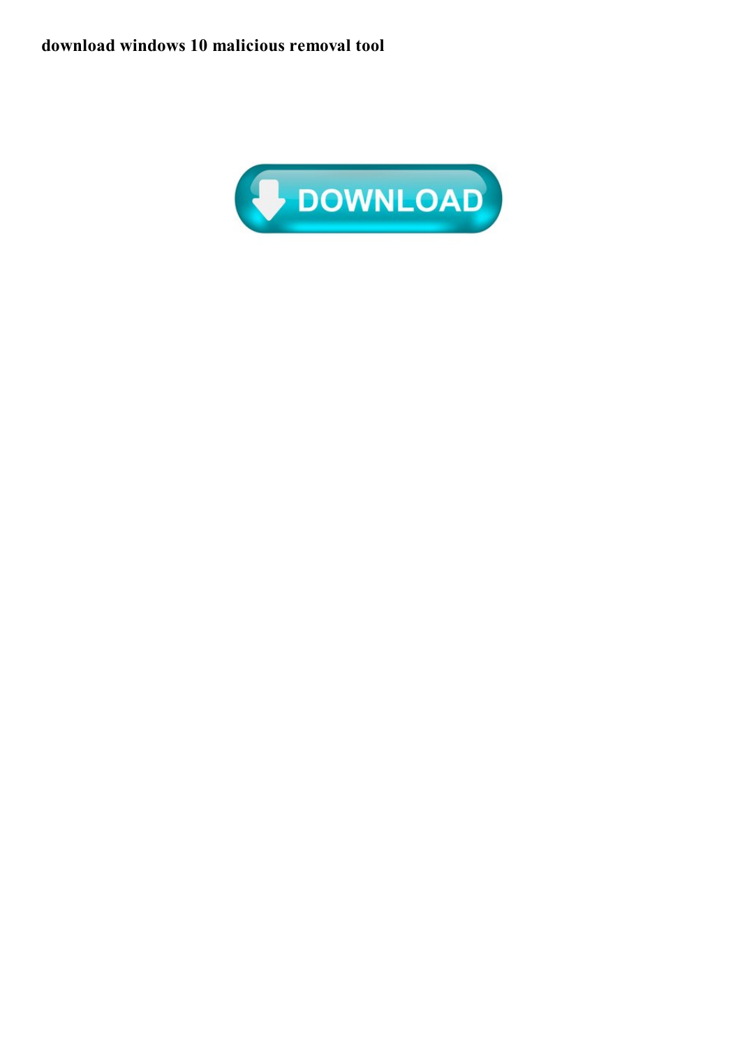**download windows 10 malicious removal tool**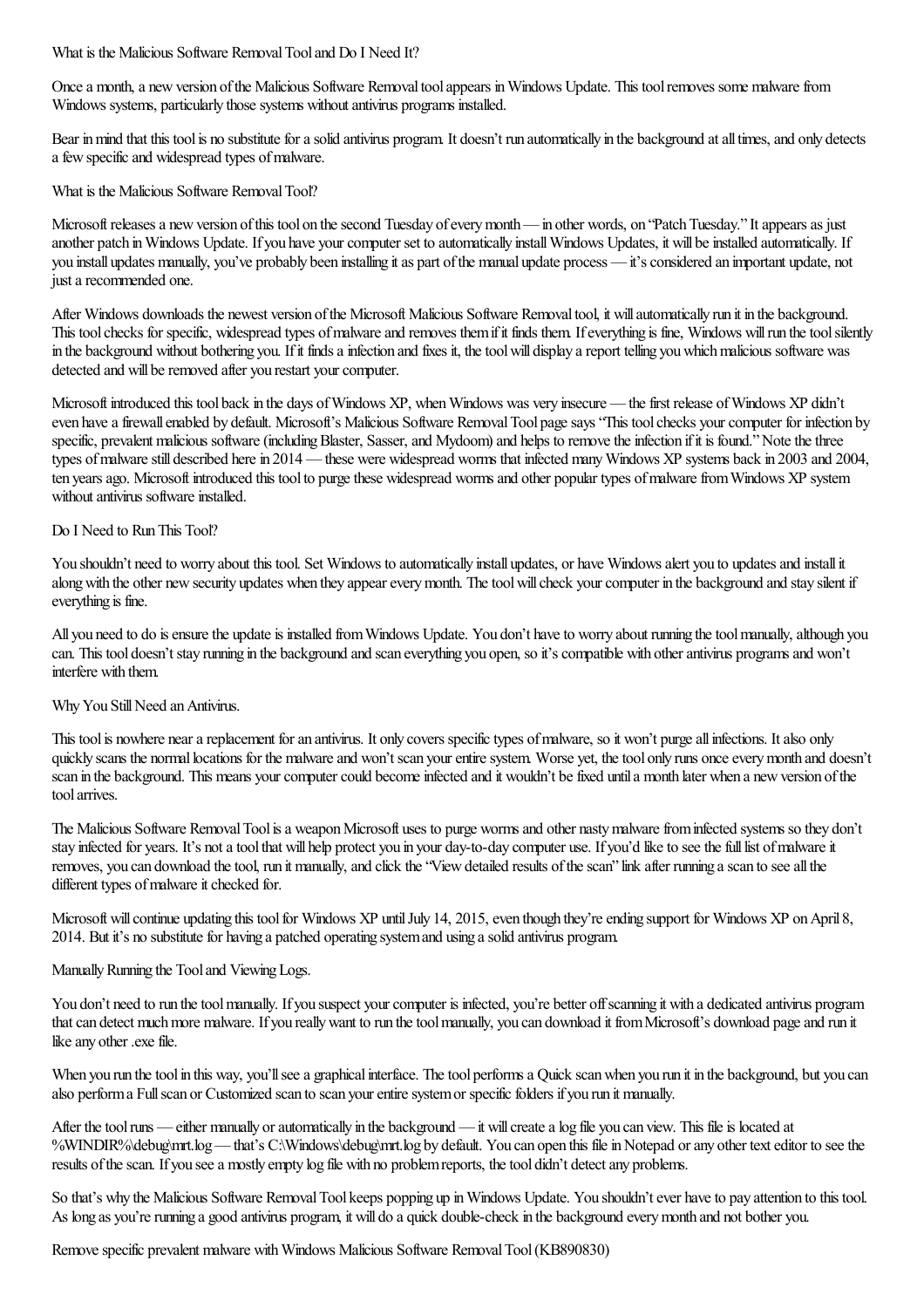What is the Malicious Software Removal Tool and Do I Need It?

Once a month, a new version of the Malicious Software Removal tool appears in Windows Update. This tool removes some malware from Windows systems, particularly those systems without antivirus programs installed.

Bear in mind that this tool is no substitute for a solid antivirus program. It doesn't run automatically in the background at all times, and only detects a few specific and widespread types of malware.

What is the Malicious Software Removal Tool?

Microsoft releases a new version of this tool on the second Tuesday of every month — in other words, on "Patch Tuesday." It appears as just another patch in Windows Update. If you have your computer set to automatically install Windows Updates, it will be installed automatically. If you install updates manually, you've probably been installing it as part of the manual update process — it's considered an important update, not just a recommended one.

After Windows downloads the newest version of the Microsoft Malicious Software Removal tool, it will automatically run it in the background. This tool checks for specific, widespread types of malware and removes them if it finds them. If everything is fine, Windows will run the tool silently in the background without bothering you. If it finds a infection and fixes it, the tool will display a report telling you which malicious software was detected and will be removed after you restart your computer.

Microsoft introduced this tool back in the days of Windows XP, when Windows was very insecure — the first release of Windows XP didn't even have a firewall enabled by default. Microsoft's Malicious Software Removal Tool page says "This tool checks your computer for infection by specific, prevalent malicious software (including Blaster, Sasser, and Mydoom) and helps to remove the infection if it is found." Note the three types of malware still described here in 2014 — these were widespread worms that infected many Windows XP systems back in 2003 and 2004, ten years ago. Microsoft introduced this tool to purge these widespread worms and other popular types of malware from Windows XP system without antivirus software installed.

Do I Need to Run This Tool?

You shouldn't need to worry about this tool. Set Windows to automatically install updates, or have Windows alert you to updates and install it along with the other new security updates when they appear every month. The tool will check your computer in the background and stay silent if everything is fine.

All you need to do is ensure the update is installed from Windows Update. You don't have to worry about running the tool manually, although you can. This tool doesn't stay running in the background and scan everything you open, so it's compatible with other antivirus programs and won't interfere with them.

Why You Still Need an Antivirus.

This tool is nowhere near a replacement for an antivirus. It only covers specific types of malware, so it won't purge all infections. It also only quickly scans the normal locations for the malware and won't scan your entire system. Worse yet, the tool only runs once every month and doesn't scan in the background. This means your computer could become infected and it wouldn't be fixed until a month later when a new version of the tool arrives.

The Malicious Software Removal Tool is a weapon Microsoft uses to purge worms and other nasty malware from infected systems so they don't stay infected for years. It's not a tool that will help protect you in your day-to-day computer use. If you'd like to see the full list of malware it removes, you can download the tool, run it manually, and click the "View detailed results of the scan" link after running a scan to see all the different types of malware it checked for.

Microsoft will continue updating this tool for Windows XP until July 14, 2015, even though they're ending support for Windows XP on April 8, 2014. But it's no substitute for having a patched operating system and using a solid antivirus program.

Manually Running the Tool and Viewing Logs.

You don't need to run the tool manually. If you suspect your computer is infected, you're better off scanning it with a dedicated antivirus program that can detect much more malware. If you really want to run the tool manually, you can download it from Microsoft's download page and run it like any other .exe file.

When you run the tool in this way, you'll see a graphical interface. The tool performs a Quick scan when you run it in the background, but you can also perform a Full scan or Customized scan to scan your entire system or specific folders if you run it manually.

After the tool runs — either manually or automatically in the background — it will create a log file you can view. This file is located at %WINDIR%\debug\mrt.log — that's C:\Windows\debug\mrt.log by default. You can open this file in Notepad or any other text editor to see the results of the scan. If you see a mostly empty log file with no problem reports, the tool didn't detect any problems.

So that's why the Malicious Software Removal Tool keeps popping up in Windows Update. You shouldn't ever have to pay attention to this tool. As long as you're running a good antivirus program, it will do a quick double-check in the background every month and not bother you.

Remove specific prevalent malware with Windows Malicious Software Removal Tool (KB890830)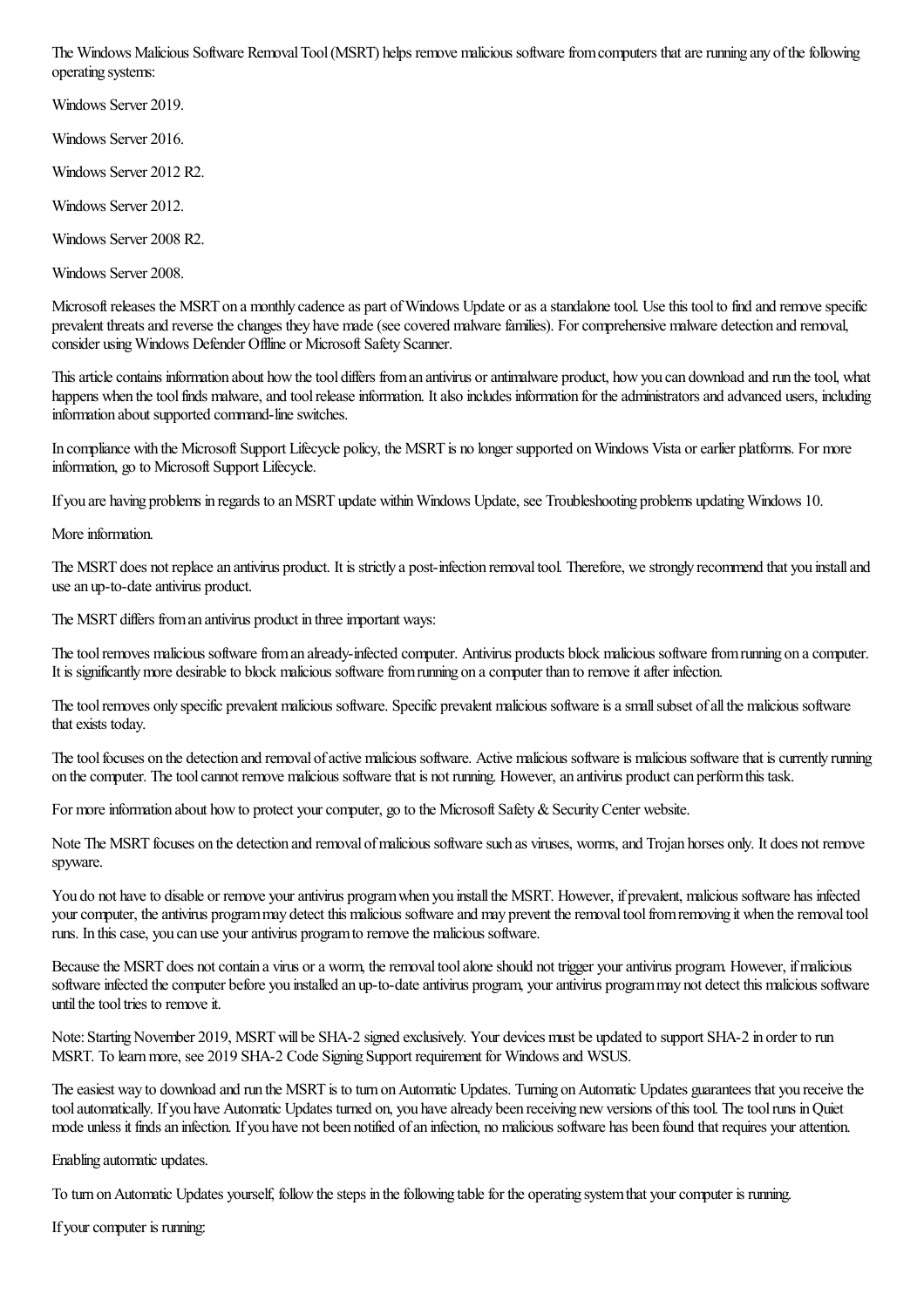The Windows Malicious Software Removal Tool (MSRT) helps remove malicious software from computers that are running any of the following operating systems:

Windows Server 2019.

Windows Server 2016.

Windows Server 2012 R2.

Windows Server 2012.

Windows Server 2008 R2.

Windows Server 2008.

Microsoft releases the MSRT on a monthly cadence as part of Windows Update or as a standalone tool. Use this tool to find and remove specific prevalent threats and reverse the changes they have made (see covered malware families). For comprehensive malware detection and removal, consider using Windows Defender Offline or Microsoft Safety Scanner.

This article contains information about how the tool differs from an antivirus or antimalware product, how you can download and run the tool, what happens when the tool finds malware, and tool release information. It also includes information for the administrators and advanced users, including information about supported command-line switches.

In compliance with the Microsoft Support Lifecycle policy, the MSRT is no longer supported on Windows Vista or earlier platforms. For more information, go to Microsoft Support Lifecycle.

If you are having problems in regards to an MSRT update within Windows Update, see Troubleshooting problems updating Windows 10.

More information.

The MSRT does not replace an antivirus product. It is strictly a post-infection removal tool. Therefore, we strongly recommend that you install and use an up-to-date antivirus product.

The MSRT differs from an antivirus product in three important ways:

The tool removes malicious software from an already-infected computer. Antivirus products block malicious software from running on a computer. It is significantly more desirable to block malicious software from running on a computer than to remove it after infection.

The tool removes only specific prevalent malicious software. Specific prevalent malicious software is a small subset of all the malicious software that exists today.

The tool focuses on the detection and removal of active malicious software. Active malicious software is malicious software that is currently running on the computer. The tool cannot remove malicious software that is not running. However, an antivirus product can perform this task.

For more information about how to protect your computer, go to the Microsoft Safety & Security Center website.

Note The MSRT focuses on the detection and removal of malicious software such as viruses, worms, and Trojan horses only. It does not remove spyware.

You do not have to disable or remove your antivirus program when you install the MSRT. However, if prevalent, malicious software has infected your computer, the antivirus program may detect this malicious software and may prevent the removal tool from removing it when the removal tool runs. In this case, you can use your antivirus program to remove the malicious software.

Because the MSRT does not contain a virus or a worm, the removal tool alone should not trigger your antivirus program. However, if malicious software infected the computer before you installed an up-to-date antivirus program, your antivirus program may not detect this malicious software until the tool tries to remove it.

Note: Starting November 2019, MSRT will be SHA-2 signed exclusively. Your devices must be updated to support SHA-2 in order to run MSRT. To learn more, see 2019 SHA-2 Code Signing Support requirement for Windows and WSUS.

The easiest way to download and run the MSRT is to turn on Automatic Updates. Turning on Automatic Updates guarantees that you receive the tool automatically. If you have Automatic Updates turned on, you have already been receiving new versions of this tool. The tool runs in Quiet mode unless it finds an infection. If you have not been notified of an infection, no malicious software has been found that requires your attention.

Enabling automatic updates.

To turn on Automatic Updates yourself, follow the steps in the following table for the operating system that your computer is running.

If your computer is running: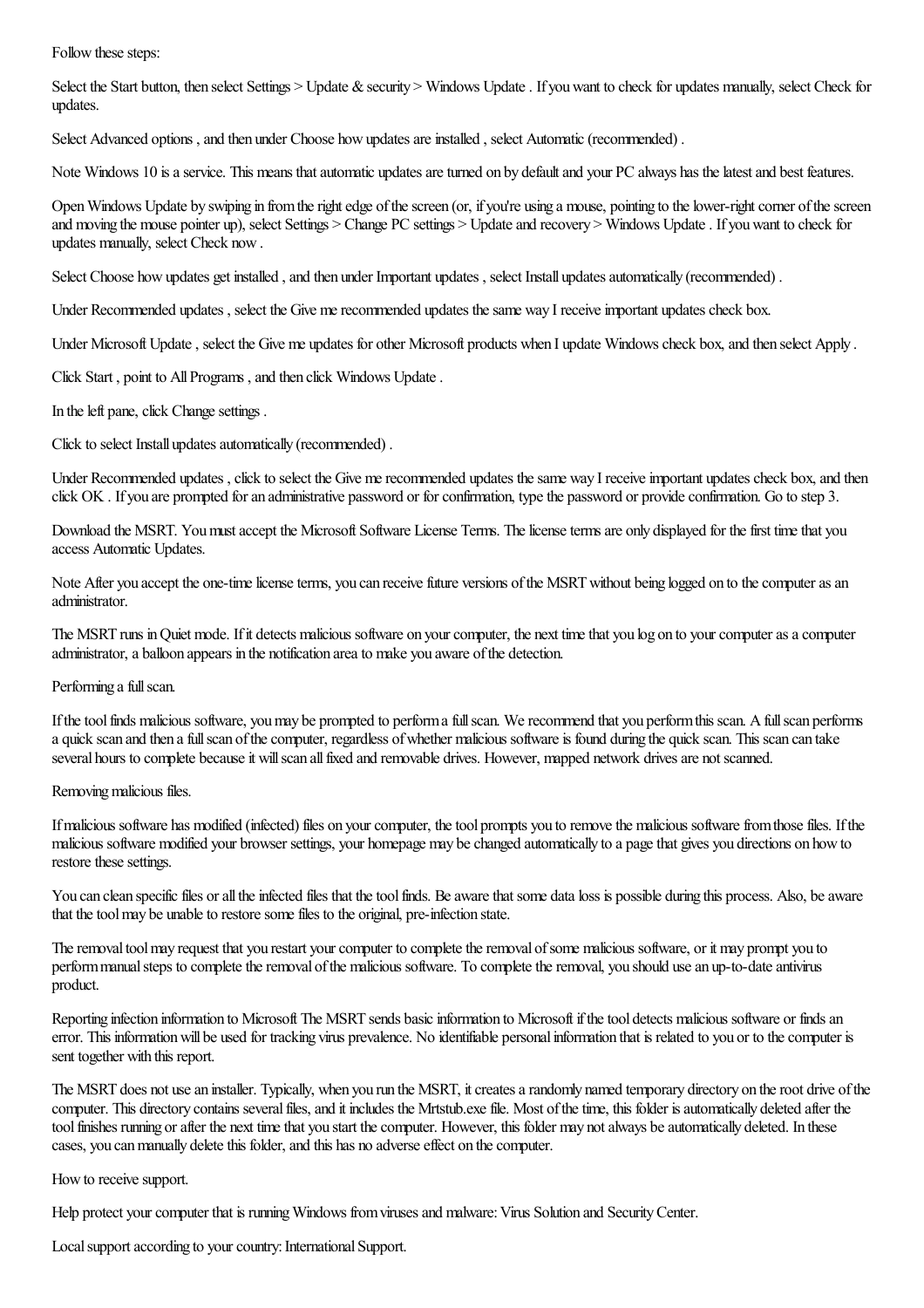Follow these steps:

Select the Start button, then select Settings > Update & security > Windows Update . If you want to check for updates manually, select Check for updates.

Select Advanced options , and then under Choose how updates are installed , select Automatic (recommended) .

Note Windows 10 is a service. This means that automatic updates are turned on by default and your PC always has the latest and best features.

Open Windows Update by swiping in from the right edge of the screen (or, if you're using a mouse, pointing to the lower-right corner of the screen and moving the mouse pointer up), select Settings > Change PC settings > Update and recovery > Windows Update . If you want to check for updates manually, select Check now .

Select Choose how updates get installed , and then under Important updates , select Install updates automatically (recommended) .

Under Recommended updates , select the Give me recommended updates the same way I receive important updates check box.

Under Microsoft Update , select the Give me updates for other Microsoft products when I update Windows check box, and then select Apply .

Click Start , point to All Programs , and then click Windows Update .

In the left pane, click Change settings .

Click to select Install updates automatically (recommended) .

Under Recommended updates , click to select the Give me recommended updates the same way I receive important updates check box, and then click OK . If you are prompted for an administrative password or for confirmation, type the password or provide confirmation. Go to step 3.

Download the MSRT. You must accept the Microsoft Software License Terms. The license terms are only displayed for the first time that you access Automatic Updates.

Note After you accept the one-time license terms, you can receive future versions of the MSRT without being logged on to the computer as an administrator.

The MSRT runs in Quiet mode. If it detects malicious software on your computer, the next time that you log on to your computer as a computer administrator, a balloon appears in the notification area to make you aware of the detection.

Performing a full scan.

If the tool finds malicious software, you may be prompted to perform a full scan. We recommend that you perform this scan. A full scan performs a quick scan and then a full scan of the computer, regardless of whether malicious software is found during the quick scan. This scan can take several hours to complete because it will scan all fixed and removable drives. However, mapped network drives are not scanned.

Removing malicious files.

If malicious software has modified (infected) files on your computer, the tool prompts you to remove the malicious software from those files. If the malicious software modified your browser settings, your homepage may be changed automatically to a page that gives you directions on how to restore these settings.

You can clean specific files or all the infected files that the tool finds. Be aware that some data loss is possible during this process. Also, be aware that the tool may be unable to restore some files to the original, pre-infection state.

The removal tool may request that you restart your computer to complete the removal of some malicious software, or it may prompt you to perform manual steps to complete the removal of the malicious software. To complete the removal, you should use an up-to-date antivirus product.

Reporting infection information to Microsoft The MSRT sends basic information to Microsoft if the tool detects malicious software or finds an error. This information will be used for tracking virus prevalence. No identifiable personal information that is related to you or to the computer is sent together with this report.

The MSRT does not use an installer. Typically, when you run the MSRT, it creates a randomly named temporary directory on the root drive of the computer. This directory contains several files, and it includes the Mrtstub.exe file. Most of the time, this folder is automatically deleted after the tool finishes running or after the next time that you start the computer. However, this folder may not always be automatically deleted. In these cases, you can manually delete this folder, and this has no adverse effect on the computer.

How to receive support.

Help protect your computer that is running Windows from viruses and malware: Virus Solution and Security Center.

Local support according to your country: International Support.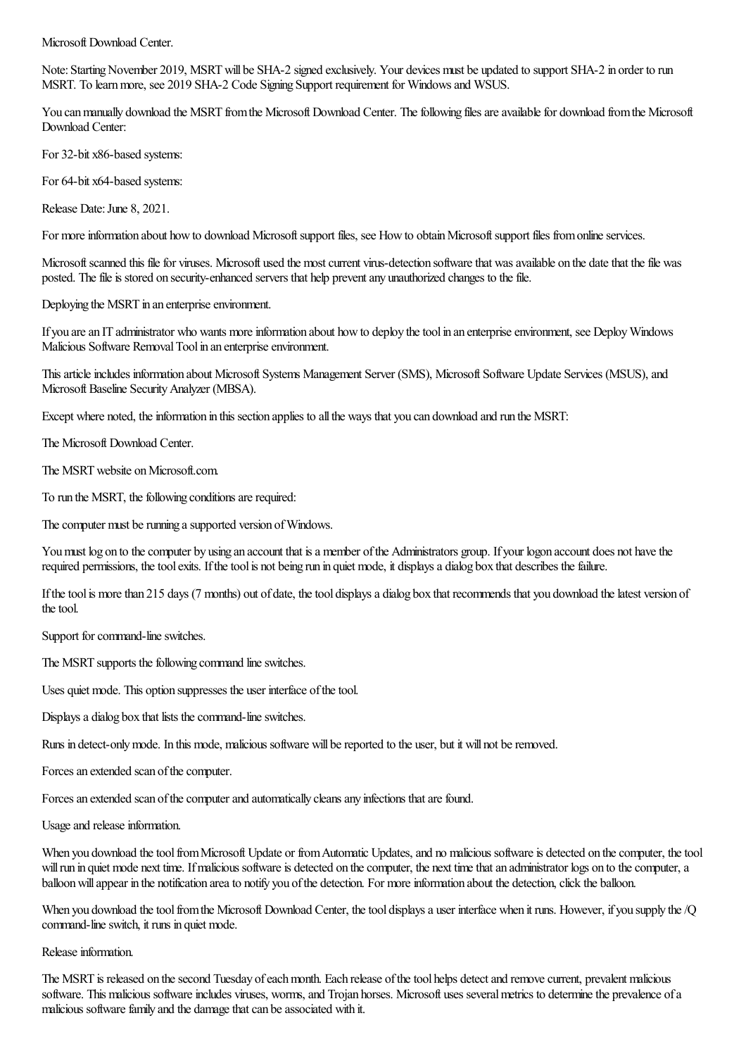Microsoft Download Center.

Note: Starting November 2019, MSRT will be SHA-2 signed exclusively. Your devices must be updated to support SHA-2 in order to run MSRT. To learn more, see 2019 SHA-2 Code Signing Support requirement for Windows and WSUS.

You can manually download the MSRT from the Microsoft Download Center. The following files are available for download from the Microsoft Download Center:

For 32-bit x86-based systems:

For 64-bit x64-based systems:

Release Date: June 8, 2021.

For more information about how to download Microsoft support files, see How to obtain Microsoft support files from online services.

Microsoft scanned this file for viruses. Microsoft used the most current virus-detection software that was available on the date that the file was posted. The file is stored on security-enhanced servers that help prevent any unauthorized changes to the file.

Deploying the MSRT in an enterprise environment.

If you are an IT administrator who wants more information about how to deploy the tool in an enterprise environment, see Deploy Windows Malicious Software Removal Tool in an enterprise environment.

This article includes information about Microsoft Systems Management Server (SMS), Microsoft Software Update Services (MSUS), and Microsoft Baseline Security Analyzer (MBSA).

Except where noted, the information in this section applies to all the ways that you can download and run the MSRT:

The Microsoft Download Center.

The MSRT website on Microsoft.com.

To run the MSRT, the following conditions are required:

The computer must be running a supported version of Windows.

You must log on to the computer by using an account that is a member of the Administrators group. If your logon account does not have the required permissions, the tool exits. If the tool is not being run in quiet mode, it displays a dialog box that describes the failure.

If the tool is more than 215 days (7 months) out of date, the tool displays a dialog box that recommends that you download the latest version of the tool.

Support for command-line switches.

The MSRT supports the following command line switches.

Uses quiet mode. This option suppresses the user interface of the tool.

Displays a dialog box that lists the command-line switches.

Runs in detect-only mode. In this mode, malicious software will be reported to the user, but it will not be removed.

Forces an extended scan of the computer.

Forces an extended scan of the computer and automatically cleans any infections that are found.

Usage and release information.

When you download the tool from Microsoft Update or from Automatic Updates, and no malicious software is detected on the computer, the tool will run in quiet mode next time. If malicious software is detected on the computer, the next time that an administrator logs on to the computer, a balloon will appear in the notification area to notify you of the detection. For more information about the detection, click the balloon.

When you download the tool from the Microsoft Download Center, the tool displays a user interface when it runs. However, if you supply the /Q command-line switch, it runs in quiet mode.

Release information.

The MSRT is released on the second Tuesday of each month. Each release of the tool helps detect and remove current, prevalent malicious software. This malicious software includes viruses, worms, and Trojan horses. Microsoft uses several metrics to determine the prevalence of a malicious software family and the damage that can be associated with it.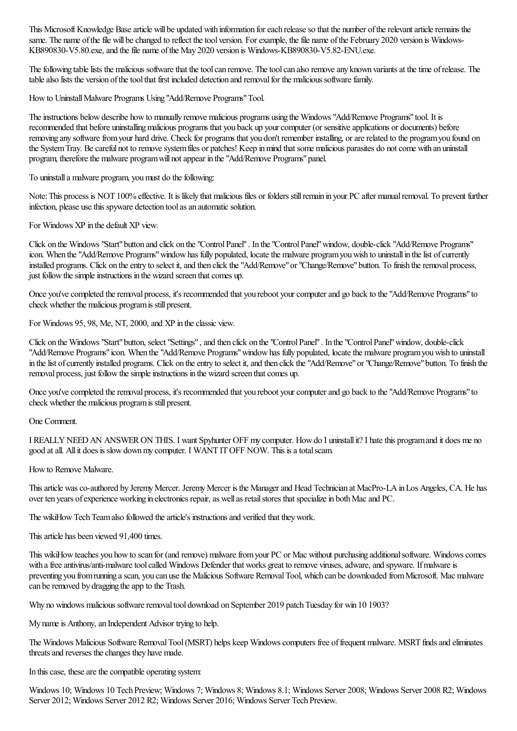This Microsoft Knowledge Base article will be updated with information for each release so that the number of the relevant article remains the same. The name of the file will be changed to reflect the tool version. For example, the file name of the February 2020 version is Windows-KB890830-V5.80.exe, and the file name of the May 2020 version is Windows-KB890830-V5.82-ENU.exe.

The following table lists the malicious software that the tool can remove. The tool can also remove any known variants at the time of release. The table also lists the version of the tool that first included detection and removal for the malicious software family.

How to Uninstall Malware Programs Using "Add/Remove Programs" Tool.

The instructions below describe how to manually remove malicious programs using the Windows "Add/Remove Programs" tool. It is recommended that before uninstalling malicious programs that you back up your computer (or sensitive applications or documents) before removing any software from your hard drive. Check for programs that you don't remember installing, or are related to the program you found on the System Tray. Be careful not to remove system files or patches! Keep in mind that some malicious parasites do not come with an uninstall program, therefore the malware program will not appear in the "Add/Remove Programs" panel.

To uninstall a malware program, you must do the following:

Note: This process is NOT 100% effective. It is likely that malicious files or folders still remain in your PC after manual removal. To prevent further infection, please use this spyware detection tool as an automatic solution.

For Windows XP in the default XP view.

Click on the Windows "Start" button and click on the "Control Panel" . In the "Control Panel" window, double-click "Add/Remove Programs" icon. When the "Add/Remove Programs" window has fully populated, locate the malware program you wish to uninstall in the list of currently installed programs. Click on the entry to select it, and then click the "Add/Remove" or "Change/Remove" button. To finish the removal process, just follow the simple instructions in the wizard screen that comes up.

Once you've completed the removal process, it's recommended that you reboot your computer and go back to the "Add/Remove Programs" to check whether the malicious program is still present.

For Windows 95, 98, Me, NT, 2000, and XP in the classic view.

Click on the Windows "Start" button, select "Settings" , and then click on the "Control Panel" . In the "Control Panel" window, double-click "Add/Remove Programs" icon. When the "Add/Remove Programs" window has fully populated, locate the malware program you wish to uninstall in the list of currently installed programs. Click on the entry to select it, and then click the "Add/Remove" or "Change/Remove" button. To finish the removal process, just follow the simple instructions in the wizard screen that comes up.

Once you've completed the removal process, it's recommended that you reboot your computer and go back to the "Add/Remove Programs" to check whether the malicious program is still present.

One Comment.

I REALLY NEED AN ANSWER ON THIS. I want Spyhunter OFF my computer. How do I uninstall it? I hate this program and it does me no good at all. All it does is slow down my computer. I WANT IT OFF NOW. This is a total scam.

How to Remove Malware.

This article was co-authored by Jeremy Mercer. Jeremy Mercer is the Manager and Head Technician at MacPro-LA in Los Angeles, CA. He has over ten years of experience working in electronics repair, as well as retail stores that specialize in both Mac and PC.

The wikiHow Tech Team also followed the article's instructions and verified that they work.

This article has been viewed 91,400 times.

This wikiHow teaches you how to scan for (and remove) malware from your PC or Mac without purchasing additional software. Windows comes with a free antivirus/anti-malware tool called Windows Defender that works great to remove viruses, adware, and spyware. If malware is preventing you from running a scan, you can use the Malicious Software Removal Tool, which can be downloaded from Microsoft. Mac malware can be removed by dragging the app to the Trash.

Why no windows malicious software removal tool download on September 2019 patch Tuesday for win 10 1903?

My name is Anthony, an Independent Advisor trying to help.

The Windows Malicious Software Removal Tool (MSRT) helps keep Windows computers free of frequent malware. MSRT finds and eliminates threats and reverses the changes they have made.

In this case, these are the compatible operating system:

Windows 10; Windows 10 Tech Preview; Windows 7; Windows 8; Windows 8.1; Windows Server 2008; Windows Server 2008 R2; Windows Server 2012; Windows Server 2012 R2; Windows Server 2016; Windows Server Tech Preview.